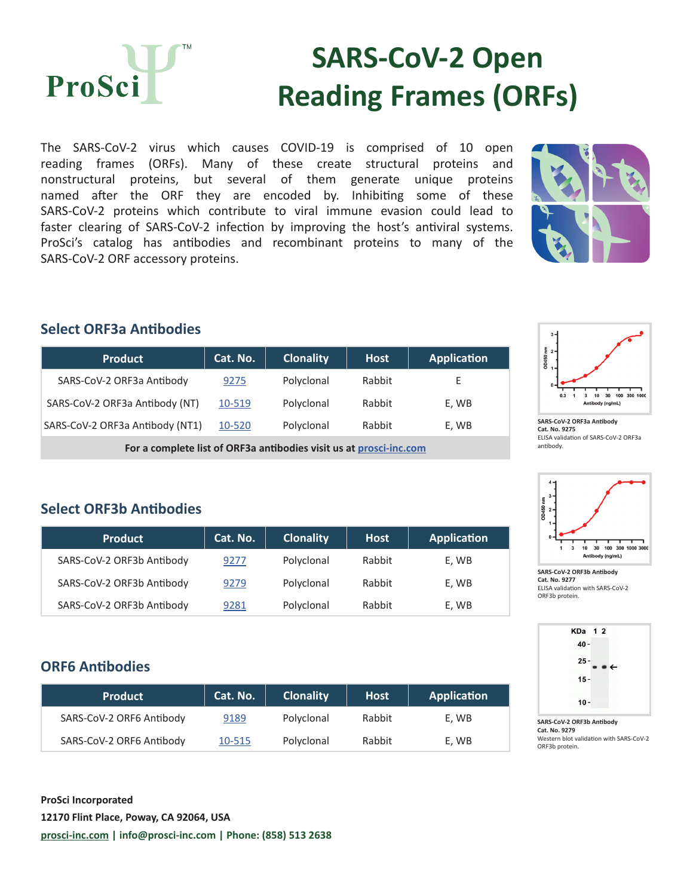# SARS-CoV-2 Open Reading Frames (ORFs)

The SARS-CoV-2 virus which causes COVID-19 is comprised of 10 open reading frames (ORFs). Many of these create structural proteins and nonstructural proteins, but several of them generate unique proteins named after the ORF they are encoded by. Inhibiting some of these SARS-CoV-2 proteins which contribute to viral immune evasion could lead to faster clearing of SARS-CoV-2 infection by improving the host's antiviral systems. ProSci's catalog has antibodies and recombinant proteins to many of the SARS-CoV-2 ORF accessory proteins.

## Select ORF3a Antibodies

| Product | Cat. No. | Clonality | Host | Application |
|---|---|---|---|---|
| SARS-CoV-2 ORF3a Antibody | 9275 | Polyclonal | Rabbit | E |
| SARS-CoV-2 ORF3a Antibody (NT) | 10-519 | Polyclonal | Rabbit | E, WB |
| SARS-CoV-2 ORF3a Antibody (NT1) | 10-520 | Polyclonal | Rabbit | E, WB |

**For a complete list of ORF3a antibodies visit us at prosci-inc.com**

**SARS-CoV-2 ORF3a Antibody**
**Cat. No. 9275**
ELISA validation of SARS-CoV-2 ORF3a antibody.

## Select ORF3b Antibodies

| Product | Cat. No. | Clonality | Host | Application |
|---|---|---|---|---|
| SARS-CoV-2 ORF3b Antibody | 9277 | Polyclonal | Rabbit | E, WB |
| SARS-CoV-2 ORF3b Antibody | 9279 | Polyclonal | Rabbit | E, WB |
| SARS-CoV-2 ORF3b Antibody | 9281 | Polyclonal | Rabbit | E, WB |

**SARS-CoV-2 ORF3b Antibody**
**Cat. No. 9277**
ELISA validation with SARS-CoV-2 ORF3b protein.

## ORF6 Antibodies

| Product | Cat. No. | Clonality | Host | Application |
|---|---|---|---|---|
| SARS-CoV-2 ORF6 Antibody | 9189 | Polyclonal | Rabbit | E, WB |
| SARS-CoV-2 ORF6 Antibody | 10-515 | Polyclonal | Rabbit | E, WB |

**SARS-CoV-2 ORF3b Antibody**
**Cat. No. 9279**
Western blot validation with SARS-CoV-2 ORF3b protein.

**ProSci Incorporated**
**12170 Flint Place, Poway, CA 92064, USA**
**prosci-inc.com | info@prosci-inc.com | Phone: (858) 513 2638**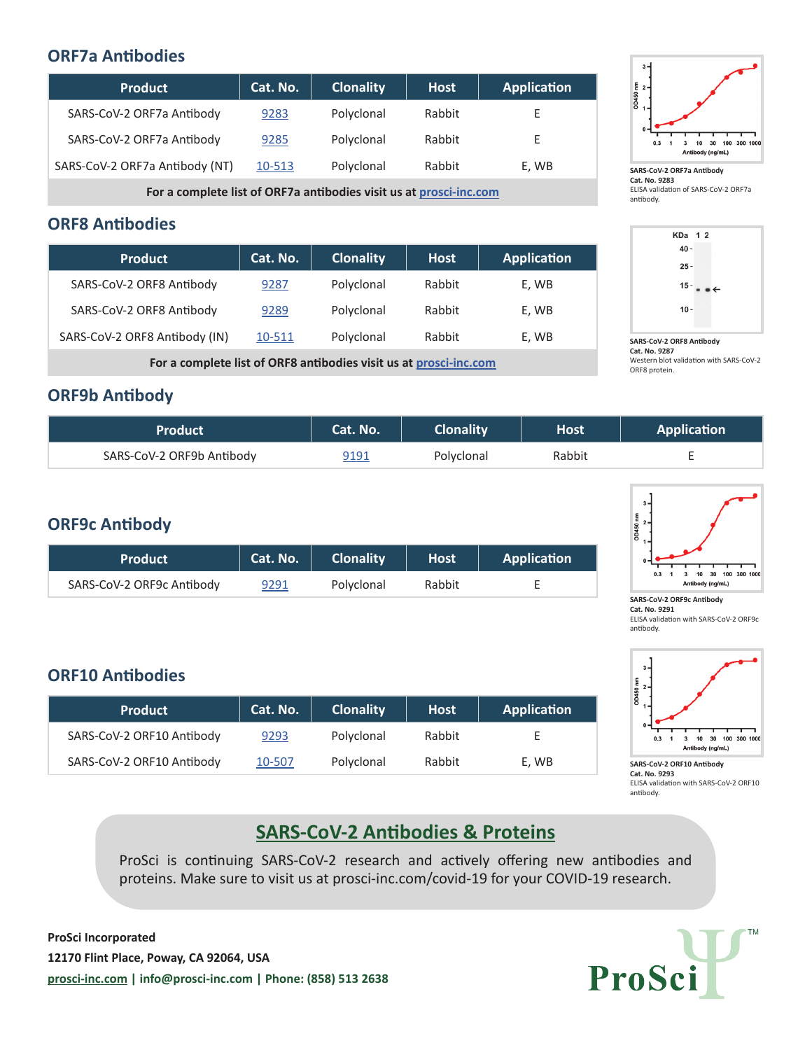## ORF7a Antibodies

| Product | Cat. No. | Clonality | Host | Application |
|---|---|---|---|---|
| SARS-CoV-2 ORF7a Antibody | 9283 | Polyclonal | Rabbit | E |
| SARS-CoV-2 ORF7a Antibody | 9285 | Polyclonal | Rabbit | E |
| SARS-CoV-2 ORF7a Antibody (NT) | 10-513 | Polyclonal | Rabbit | E, WB |

**For a complete list of ORF7a antibodies visit us at prosci-inc.com**

OD450 nm
0
1
2
3
0.3 1 3 10 30 100 300 1000
Antibody (ng/mL)

**SARS-CoV-2 ORF7a Antibody**
**Cat. No. 9283**
ELISA validation of SARS-CoV-2 ORF7a antibody.

## ORF8 Antibodies

| Product | Cat. No. | Clonality | Host | Application |
|---|---|---|---|---|
| SARS-CoV-2 ORF8 Antibody | 9287 | Polyclonal | Rabbit | E, WB |
| SARS-CoV-2 ORF8 Antibody | 9289 | Polyclonal | Rabbit | E, WB |
| SARS-CoV-2 ORF8 Antibody (IN) | 10-511 | Polyclonal | Rabbit | E, WB |

**For a complete list of ORF8 antibodies visit us at prosci-inc.com**

KDa 1 2
40
25
15
10

**SARS-CoV-2 ORF8 Antibody**
**Cat. No. 9287**
Western blot validation with SARS-CoV-2 ORF8 protein.

## ORF9b Antibody

| Product | Cat. No. | Clonality | Host | Application |
|---|---|---|---|---|
| SARS-CoV-2 ORF9b Antibody | 9191 | Polyclonal | Rabbit | E |

## ORF9c Antibody

| Product | Cat. No. | Clonality | Host | Application |
|---|---|---|---|---|
| SARS-CoV-2 ORF9c Antibody | 9291 | Polyclonal | Rabbit | E |

OD450 nm
0
1
2
3
0.3 1 3 10 30 100 300 1000
Antibody (ng/mL)

**SARS-CoV-2 ORF9c Antibody**
**Cat. No. 9291**
ELISA validation with SARS-CoV-2 ORF9c antibody.

## ORF10 Antibodies

| Product | Cat. No. | Clonality | Host | Application |
|---|---|---|---|---|
| SARS-CoV-2 ORF10 Antibody | 9293 | Polyclonal | Rabbit | E |
| SARS-CoV-2 ORF10 Antibody | 10-507 | Polyclonal | Rabbit | E, WB |

OD450 nm
0
1
2
3
0.3 1 3 10 30 100 300 1000
Antibody (ng/mL)

**SARS-CoV-2 ORF10 Antibody**
**Cat. No. 9293**
ELISA validation with SARS-CoV-2 ORF10 antibody.

## SARS-CoV-2 Antibodies & Proteins

ProSci is continuing SARS-CoV-2 research and actively offering new antibodies and proteins. Make sure to visit us at prosci-inc.com/covid-19 for your COVID-19 research.

**ProSci Incorporated**
**12170 Flint Place, Poway, CA 92064, USA**
**prosci-inc.com | info@prosci-inc.com | Phone: (858) 513 2638**

ProSci™